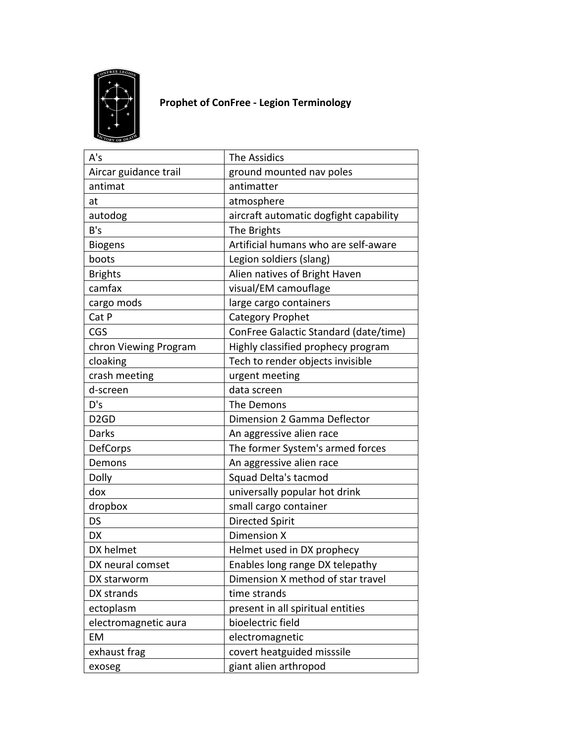## Prophet of ConFree - Legion Terminology

| | |
|---|---|
| A's | The Assidics |
| Aircar guidance trail | ground mounted nav poles |
| antimat | antimatter |
| at | atmosphere |
| autodog | aircraft automatic dogfight capability |
| B's | The Brights |
| Biogens | Artificial humans who are self-aware |
| boots | Legion soldiers (slang) |
| Brights | Alien natives of Bright Haven |
| camfax | visual/EM camouflage |
| cargo mods | large cargo containers |
| Cat P | Category Prophet |
| CGS | ConFree Galactic Standard (date/time) |
| chron Viewing Program | Highly classified prophecy program |
| cloaking | Tech to render objects invisible |
| crash meeting | urgent meeting |
| d-screen | data screen |
| D's | The Demons |
| D2GD | Dimension 2 Gamma Deflector |
| Darks | An aggressive alien race |
| DefCorps | The former System's armed forces |
| Demons | An aggressive alien race |
| Dolly | Squad Delta's tacmod |
| dox | universally popular hot drink |
| dropbox | small cargo container |
| DS | Directed Spirit |
| DX | Dimension X |
| DX helmet | Helmet used in DX prophecy |
| DX neural comset | Enables long range DX telepathy |
| DX starworm | Dimension X method of star travel |
| DX strands | time strands |
| ectoplasm | present in all spiritual entities |
| electromagnetic aura | bioelectric field |
| EM | electromagnetic |
| exhaust frag | covert heatguided misssile |
| exoseg | giant alien arthropod |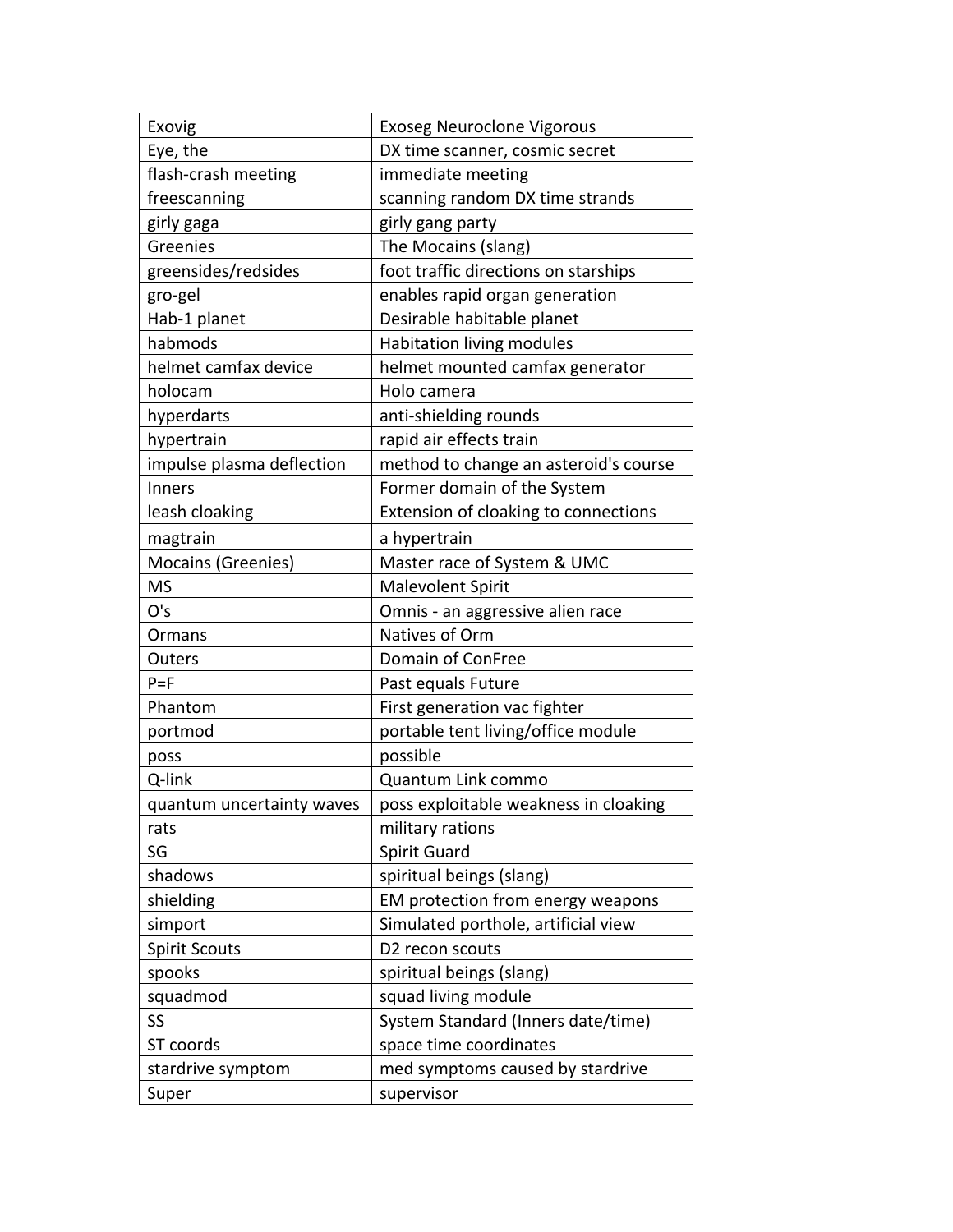| Exovig | Exoseg Neuroclone Vigorous |
|---|---|
| Eye, the | DX time scanner, cosmic secret |
| flash-crash meeting | immediate meeting |
| freescanning | scanning random DX time strands |
| girly gaga | girly gang party |
| Greenies | The Mocains (slang) |
| greensides/redsides | foot traffic directions on starships |
| gro-gel | enables rapid organ generation |
| Hab-1 planet | Desirable habitable planet |
| habmods | Habitation living modules |
| helmet camfax device | helmet mounted camfax generator |
| holocam | Holo camera |
| hyperdarts | anti-shielding rounds |
| hypertrain | rapid air effects train |
| impulse plasma deflection | method to change an asteroid's course |
| Inners | Former domain of the System |
| leash cloaking | Extension of cloaking to connections |
| magtrain | a hypertrain |
| Mocains (Greenies) | Master race of System & UMC |
| MS | Malevolent Spirit |
| O's | Omnis - an aggressive alien race |
| Ormans | Natives of Orm |
| Outers | Domain of ConFree |
| P=F | Past equals Future |
| Phantom | First generation vac fighter |
| portmod | portable tent living/office module |
| poss | possible |
| Q-link | Quantum Link commo |
| quantum uncertainty waves | poss exploitable weakness in cloaking |
| rats | military rations |
| SG | Spirit Guard |
| shadows | spiritual beings (slang) |
| shielding | EM protection from energy weapons |
| simport | Simulated porthole, artificial view |
| Spirit Scouts | D2 recon scouts |
| spooks | spiritual beings (slang) |
| squadmod | squad living module |
| SS | System Standard (Inners date/time) |
| ST coords | space time coordinates |
| stardrive symptom | med symptoms caused by stardrive |
| Super | supervisor |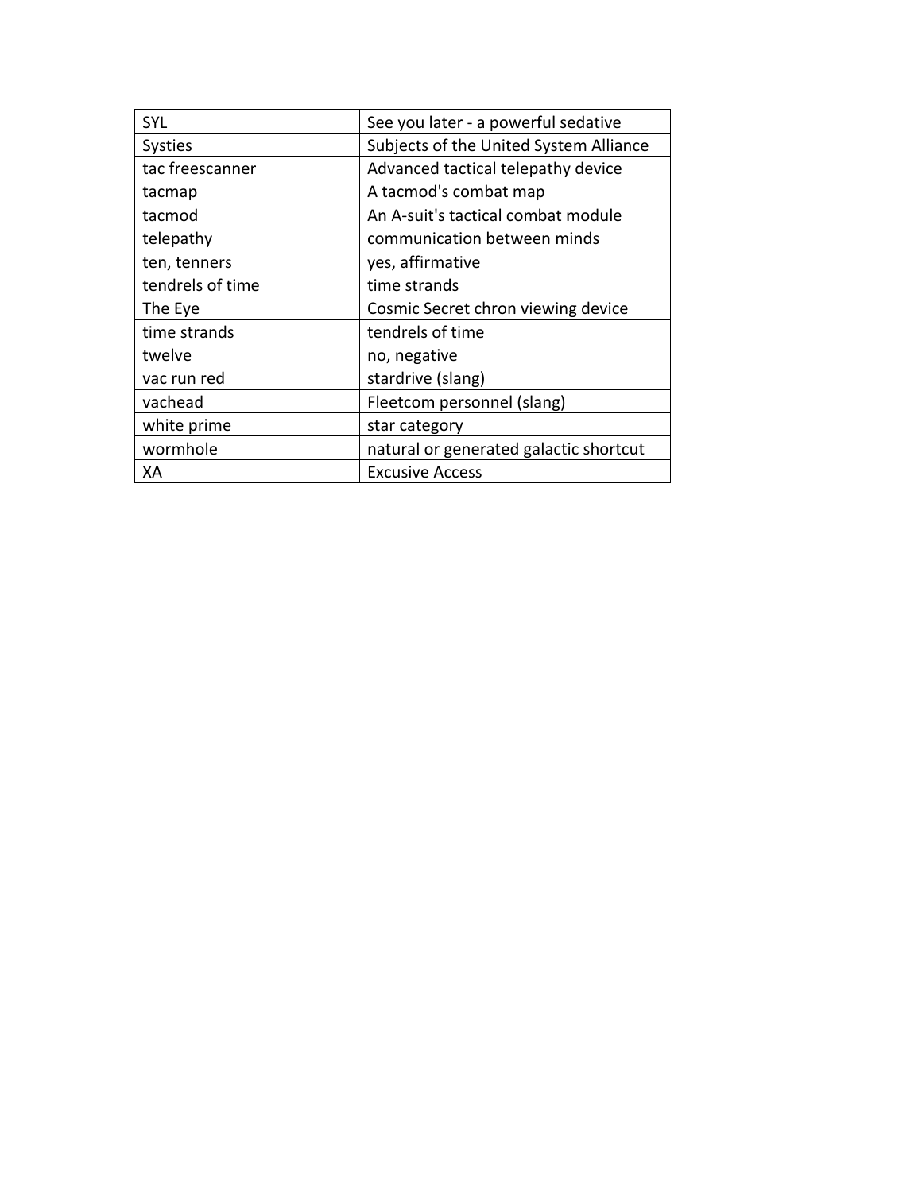| | |
|---|---|
| SYL | See you later - a powerful sedative |
| Systies | Subjects of the United System Alliance |
| tac freescanner | Advanced tactical telepathy device |
| tacmap | A tacmod's combat map |
| tacmod | An A-suit's tactical combat module |
| telepathy | communication between minds |
| ten, tenners | yes, affirmative |
| tendrels of time | time strands |
| The Eye | Cosmic Secret chron viewing device |
| time strands | tendrels of time |
| twelve | no, negative |
| vac run red | stardrive (slang) |
| vachead | Fleetcom personnel (slang) |
| white prime | star category |
| wormhole | natural or generated galactic shortcut |
| XA | Excusive Access |